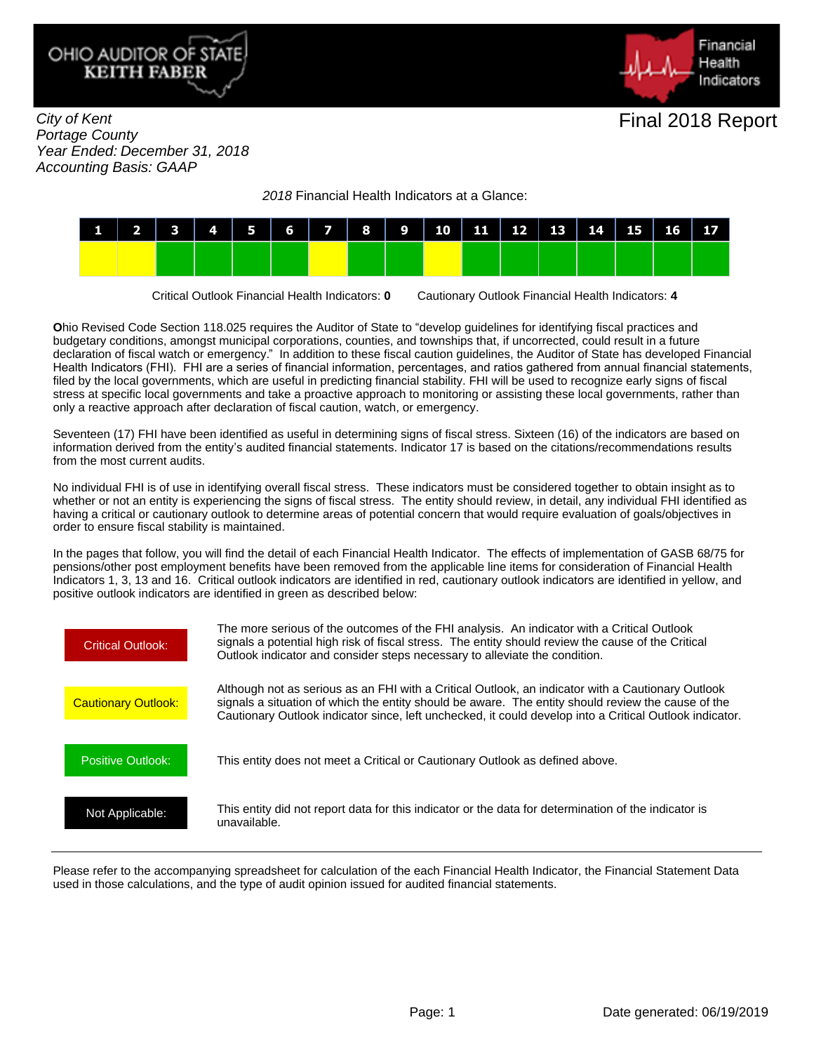OHIO AUDITOR OF STATE
KEITH FABER

Financial Health Indicators

*City of Kent*
*Portage County*
*Year Ended: December 31, 2018*
*Accounting Basis: GAAP*

# Final 2018 Report

*2018* Financial Health Indicators at a Glance:

| 1 | 2 | 3 | 4 | 5 | 6 | 7 | 8 | 9 | 10 | 11 | 12 | 13 | 14 | 15 | 16 | 17 |
|---|---|---|---|---|---|---|---|---|---|---|---|---|---|---|---|---|
| Cautionary | Cautionary | Positive | Positive | Positive | Positive | Cautionary | Positive | Positive | Cautionary | Positive | Positive | Positive | Positive | Positive | Positive | Positive |

Critical Outlook Financial Health Indicators: **0**   Cautionary Outlook Financial Health Indicators: **4**

**O**hio Revised Code Section 118.025 requires the Auditor of State to "develop guidelines for identifying fiscal practices and budgetary conditions, amongst municipal corporations, counties, and townships that, if uncorrected, could result in a future declaration of fiscal watch or emergency." In addition to these fiscal caution guidelines, the Auditor of State has developed Financial Health Indicators (FHI). FHI are a series of financial information, percentages, and ratios gathered from annual financial statements, filed by the local governments, which are useful in predicting financial stability. FHI will be used to recognize early signs of fiscal stress at specific local governments and take a proactive approach to monitoring or assisting these local governments, rather than only a reactive approach after declaration of fiscal caution, watch, or emergency.

Seventeen (17) FHI have been identified as useful in determining signs of fiscal stress. Sixteen (16) of the indicators are based on information derived from the entity's audited financial statements. Indicator 17 is based on the citations/recommendations results from the most current audits.

No individual FHI is of use in identifying overall fiscal stress. These indicators must be considered together to obtain insight as to whether or not an entity is experiencing the signs of fiscal stress. The entity should review, in detail, any individual FHI identified as having a critical or cautionary outlook to determine areas of potential concern that would require evaluation of goals/objectives in order to ensure fiscal stability is maintained.

In the pages that follow, you will find the detail of each Financial Health Indicator. The effects of implementation of GASB 68/75 for pensions/other post employment benefits have been removed from the applicable line items for consideration of Financial Health Indicators 1, 3, 13 and 16. Critical outlook indicators are identified in red, cautionary outlook indicators are identified in yellow, and positive outlook indicators are identified in green as described below:

| | |
|---|---|
| Critical Outlook: | The more serious of the outcomes of the FHI analysis. An indicator with a Critical Outlook signals a potential high risk of fiscal stress. The entity should review the cause of the Critical Outlook indicator and consider steps necessary to alleviate the condition. |
| Cautionary Outlook: | Although not as serious as an FHI with a Critical Outlook, an indicator with a Cautionary Outlook signals a situation of which the entity should be aware. The entity should review the cause of the Cautionary Outlook indicator since, left unchecked, it could develop into a Critical Outlook indicator. |
| Positive Outlook: | This entity does not meet a Critical or Cautionary Outlook as defined above. |
| Not Applicable: | This entity did not report data for this indicator or the data for determination of the indicator is unavailable. |

Please refer to the accompanying spreadsheet for calculation of the each Financial Health Indicator, the Financial Statement Data used in those calculations, and the type of audit opinion issued for audited financial statements.

Date generated: 06/19/2019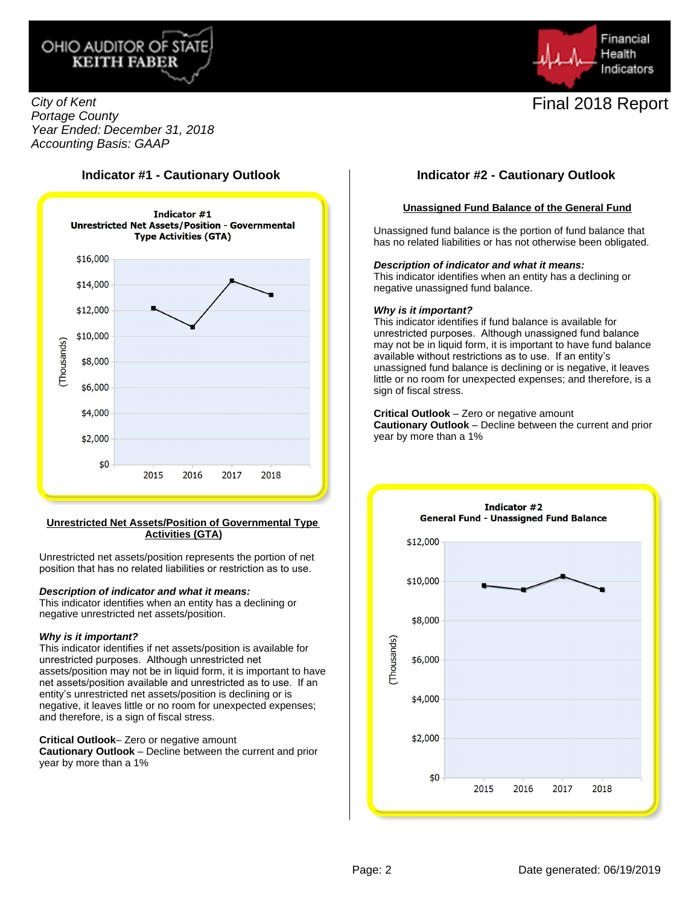City of Kent
Portage County
Year Ended: December 31, 2018
Accounting Basis: GAAP

Final 2018 Report

## Indicator #1 - Cautionary Outlook

Indicator #1
Unrestricted Net Assets/Position - Governmental Type Activities (GTA)

(Thousands)
$16,000
$14,000
$12,000
$10,000
$8,000
$6,000
$4,000
$2,000
$0
2015 2016 2017 2018

**Unrestricted Net Assets/Position of Governmental Type Activities (GTA)**

Unrestricted net assets/position represents the portion of net position that has no related liabilities or restriction as to use.

***Description of indicator and what it means:***
This indicator identifies when an entity has a declining or negative unrestricted net assets/position.

***Why is it important?***
This indicator identifies if net assets/position is available for unrestricted purposes. Although unrestricted net assets/position may not be in liquid form, it is important to have net assets/position available and unrestricted as to use. If an entity's unrestricted net assets/position is declining or is negative, it leaves little or no room for unexpected expenses; and therefore, is a sign of fiscal stress.

**Critical Outlook**– Zero or negative amount
**Cautionary Outlook** – Decline between the current and prior year by more than a 1%

## Indicator #2 - Cautionary Outlook

**Unassigned Fund Balance of the General Fund**

Unassigned fund balance is the portion of fund balance that has no related liabilities or has not otherwise been obligated.

***Description of indicator and what it means:***
This indicator identifies when an entity has a declining or negative unassigned fund balance.

***Why is it important?***
This indicator identifies if fund balance is available for unrestricted purposes. Although unassigned fund balance may not be in liquid form, it is important to have fund balance available without restrictions as to use. If an entity's unassigned fund balance is declining or is negative, it leaves little or no room for unexpected expenses; and therefore, is a sign of fiscal stress.

**Critical Outlook** – Zero or negative amount
**Cautionary Outlook** – Decline between the current and prior year by more than a 1%

Indicator #2
General Fund - Unassigned Fund Balance

(Thousands)
$12,000
$10,000
$8,000
$6,000
$4,000
$2,000
$0
2015 2016 2017 2018

Date generated: 06/19/2019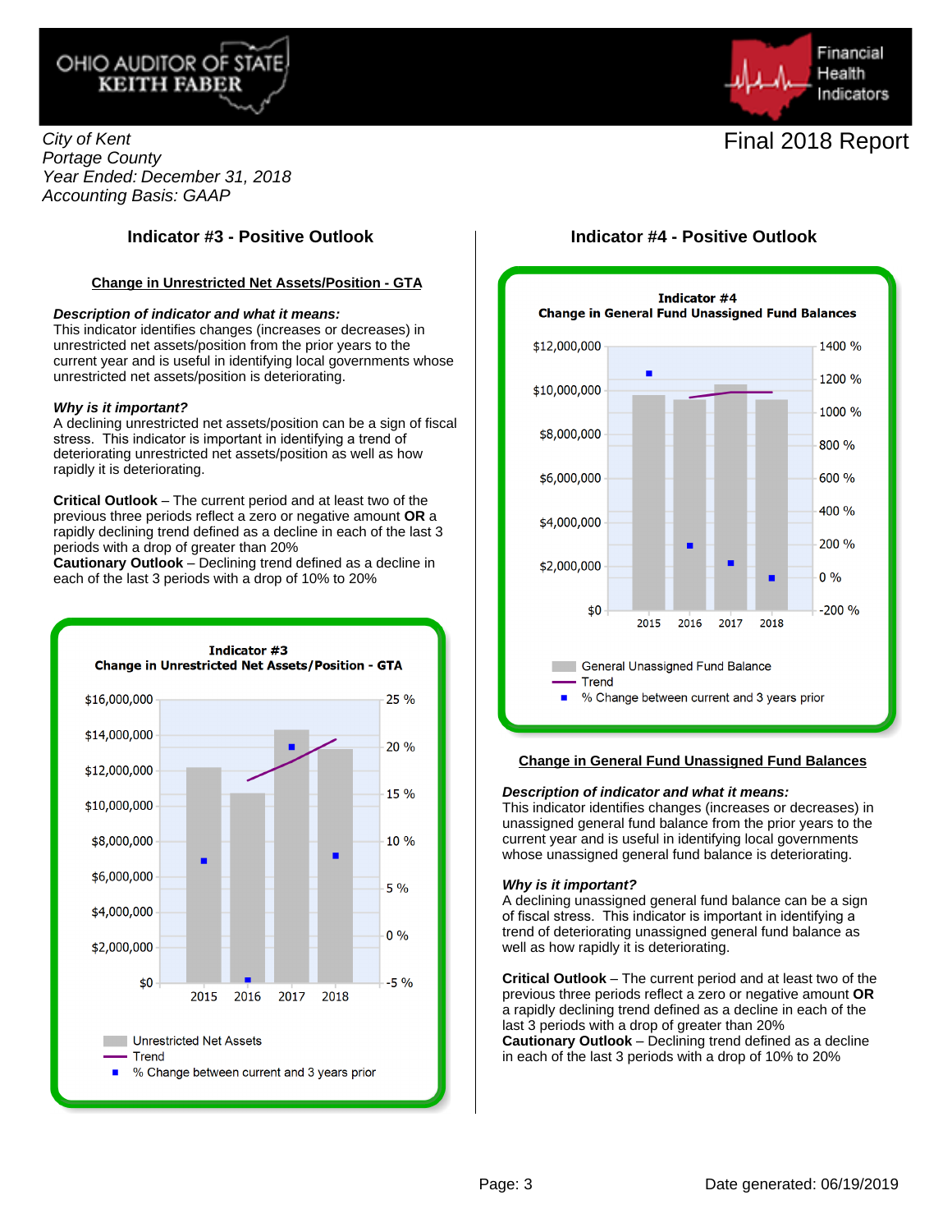City of Kent
Portage County
Year Ended: December 31, 2018
Accounting Basis: GAAP

Final 2018 Report

## Indicator #3 - Positive Outlook

### Change in Unrestricted Net Assets/Position - GTA

***Description of indicator and what it means:***
This indicator identifies changes (increases or decreases) in unrestricted net assets/position from the prior years to the current year and is useful in identifying local governments whose unrestricted net assets/position is deteriorating.

***Why is it important?***
A declining unrestricted net assets/position can be a sign of fiscal stress. This indicator is important in identifying a trend of deteriorating unrestricted net assets/position as well as how rapidly it is deteriorating.

**Critical Outlook** – The current period and at least two of the previous three periods reflect a zero or negative amount **OR** a rapidly declining trend defined as a decline in each of the last 3 periods with a drop of greater than 20%
**Cautionary Outlook** – Declining trend defined as a decline in each of the last 3 periods with a drop of 10% to 20%

Indicator #3
Change in Unrestricted Net Assets/Position - GTA

$16,000,000
$14,000,000
$12,000,000
$10,000,000
$8,000,000
$6,000,000
$4,000,000
$2,000,000
$0

25 %
20 %
15 %
10 %
5 %
0 %
-5 %

2015 2016 2017 2018

Unrestricted Net Assets
Trend
% Change between current and 3 years prior

## Indicator #4 - Positive Outlook

Indicator #4
Change in General Fund Unassigned Fund Balances

$12,000,000
$10,000,000
$8,000,000
$6,000,000
$4,000,000
$2,000,000
$0

1400 %
1200 %
1000 %
800 %
600 %
400 %
200 %
0 %
-200 %

2015 2016 2017 2018

General Unassigned Fund Balance
Trend
% Change between current and 3 years prior

### Change in General Fund Unassigned Fund Balances

***Description of indicator and what it means:***
This indicator identifies changes (increases or decreases) in unassigned general fund balance from the prior years to the current year and is useful in identifying local governments whose unassigned general fund balance is deteriorating.

***Why is it important?***
A declining unassigned general fund balance can be a sign of fiscal stress. This indicator is important in identifying a trend of deteriorating unassigned general fund balance as well as how rapidly it is deteriorating.

**Critical Outlook** – The current period and at least two of the previous three periods reflect a zero or negative amount **OR** a rapidly declining trend defined as a decline in each of the last 3 periods with a drop of greater than 20%
**Cautionary Outlook** – Declining trend defined as a decline in each of the last 3 periods with a drop of 10% to 20%

Date generated: 06/19/2019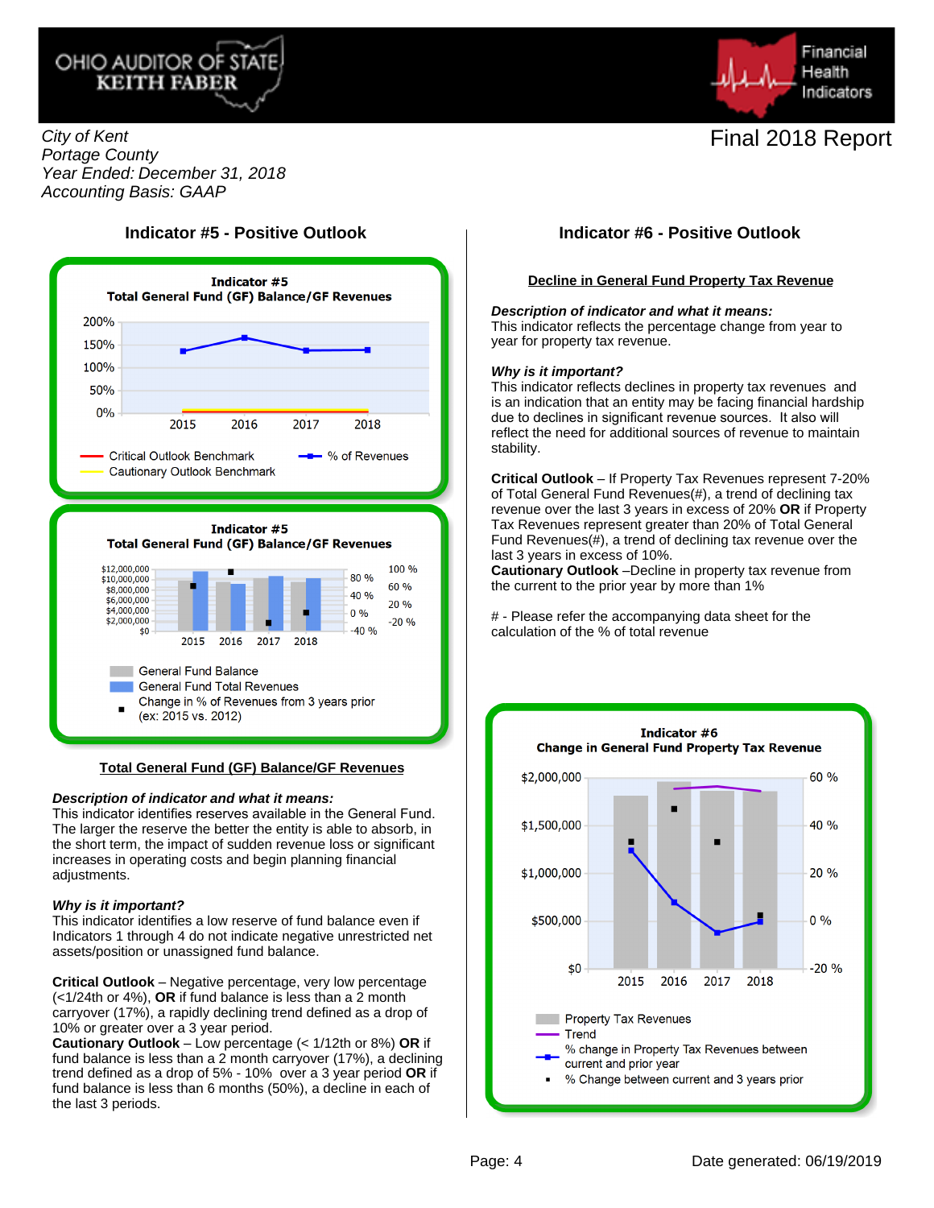OHIO AUDITOR OF STATE
KEITH FABER

Financial Health Indicators

*City of Kent*
*Portage County*
*Year Ended: December 31, 2018*
*Accounting Basis: GAAP*

Final 2018 Report

## Indicator #5 - Positive Outlook

Indicator #5
Total General Fund (GF) Balance/GF Revenues

200%
150%
100%
50%
0%
2015 2016 2017 2018

Critical Outlook Benchmark
Cautionary Outlook Benchmark
% of Revenues

Indicator #5
Total General Fund (GF) Balance/GF Revenues

$12,000,000
$10,000,000
$8,000,000
$6,000,000
$4,000,000
$2,000,000
$0

80 %
40 %
0 %
-40 %

100 %
60 %
20 %
-20 %

2015 2016 2017 2018

General Fund Balance
General Fund Total Revenues
Change in % of Revenues from 3 years prior (ex: 2015 vs. 2012)

### Total General Fund (GF) Balance/GF Revenues

***Description of indicator and what it means:***
This indicator identifies reserves available in the General Fund. The larger the reserve the better the entity is able to absorb, in the short term, the impact of sudden revenue loss or significant increases in operating costs and begin planning financial adjustments.

***Why is it important?***
This indicator identifies a low reserve of fund balance even if Indicators 1 through 4 do not indicate negative unrestricted net assets/position or unassigned fund balance.

**Critical Outlook** – Negative percentage, very low percentage (<1/24th or 4%), **OR** if fund balance is less than a 2 month carryover (17%), a rapidly declining trend defined as a drop of 10% or greater over a 3 year period.
**Cautionary Outlook** – Low percentage (< 1/12th or 8%) **OR** if fund balance is less than a 2 month carryover (17%), a declining trend defined as a drop of 5% - 10% over a 3 year period **OR** if fund balance is less than 6 months (50%), a decline in each of the last 3 periods.

## Indicator #6 - Positive Outlook

### Decline in General Fund Property Tax Revenue

***Description of indicator and what it means:***
This indicator reflects the percentage change from year to year for property tax revenue.

***Why is it important?***
This indicator reflects declines in property tax revenues and is an indication that an entity may be facing financial hardship due to declines in significant revenue sources. It also will reflect the need for additional sources of revenue to maintain stability.

**Critical Outlook** – If Property Tax Revenues represent 7-20% of Total General Fund Revenues(#), a trend of declining tax revenue over the last 3 years in excess of 20% **OR** if Property Tax Revenues represent greater than 20% of Total General Fund Revenues(#), a trend of declining tax revenue over the last 3 years in excess of 10%.
**Cautionary Outlook** –Decline in property tax revenue from the current to the prior year by more than 1%

\# - Please refer the accompanying data sheet for the calculation of the % of total revenue

Indicator #6
Change in General Fund Property Tax Revenue

$2,000,000
$1,500,000
$1,000,000
$500,000
$0

60 %
40 %
20 %
0 %
-20 %

2015 2016 2017 2018

Property Tax Revenues
Trend
% change in Property Tax Revenues between current and prior year
% Change between current and 3 years prior

Date generated: 06/19/2019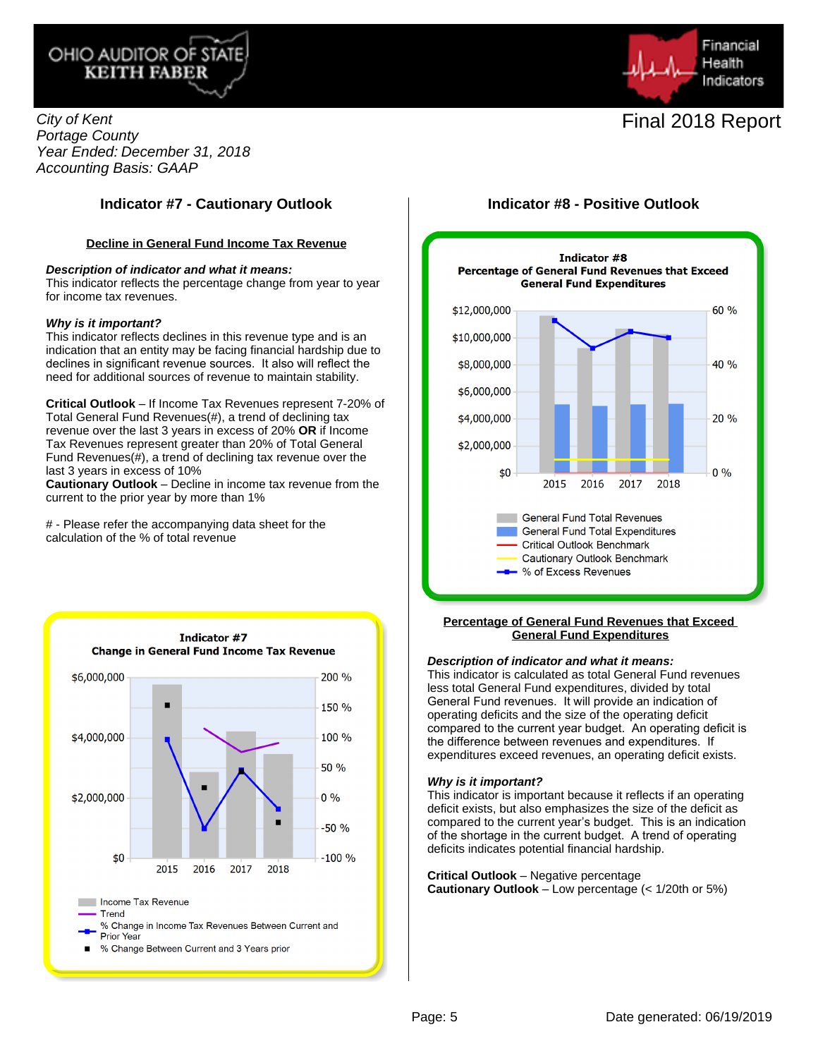OHIO AUDITOR OF STATE
KEITH FABER

Financial Health Indicators

*City of Kent*
*Portage County*
*Year Ended: December 31, 2018*
*Accounting Basis: GAAP*

Final 2018 Report

## Indicator #7 - Cautionary Outlook

### Decline in General Fund Income Tax Revenue

***Description of indicator and what it means:***
This indicator reflects the percentage change from year to year for income tax revenues.

***Why is it important?***
This indicator reflects declines in this revenue type and is an indication that an entity may be facing financial hardship due to declines in significant revenue sources. It also will reflect the need for additional sources of revenue to maintain stability.

**Critical Outlook** – If Income Tax Revenues represent 7-20% of Total General Fund Revenues(#), a trend of declining tax revenue over the last 3 years in excess of 20% **OR** if Income Tax Revenues represent greater than 20% of Total General Fund Revenues(#), a trend of declining tax revenue over the last 3 years in excess of 10%
**Cautionary Outlook** – Decline in income tax revenue from the current to the prior year by more than 1%

# - Please refer the accompanying data sheet for the calculation of the % of total revenue

Indicator #7
Change in General Fund Income Tax Revenue

$6,000,000
$4,000,000
$2,000,000
$0

200 %
150 %
100 %
50 %
0 %
-50 %
-100 %

2015
2016
2017
2018

Income Tax Revenue
Trend
% Change in Income Tax Revenues Between Current and Prior Year
% Change Between Current and 3 Years prior

## Indicator #8 - Positive Outlook

Indicator #8
Percentage of General Fund Revenues that Exceed General Fund Expenditures

$12,000,000
$10,000,000
$8,000,000
$6,000,000
$4,000,000
$2,000,000
$0

60 %
40 %
20 %
0 %

2015
2016
2017
2018

General Fund Total Revenues
General Fund Total Expenditures
Critical Outlook Benchmark
Cautionary Outlook Benchmark
% of Excess Revenues

### Percentage of General Fund Revenues that Exceed General Fund Expenditures

***Description of indicator and what it means:***
This indicator is calculated as total General Fund revenues less total General Fund expenditures, divided by total General Fund revenues. It will provide an indication of operating deficits and the size of the operating deficit compared to the current year budget. An operating deficit is the difference between revenues and expenditures. If expenditures exceed revenues, an operating deficit exists.

***Why is it important?***
This indicator is important because it reflects if an operating deficit exists, but also emphasizes the size of the deficit as compared to the current year's budget. This is an indication of the shortage in the current budget. A trend of operating deficits indicates potential financial hardship.

**Critical Outlook** – Negative percentage
**Cautionary Outlook** – Low percentage (< 1/20th or 5%)

Date generated: 06/19/2019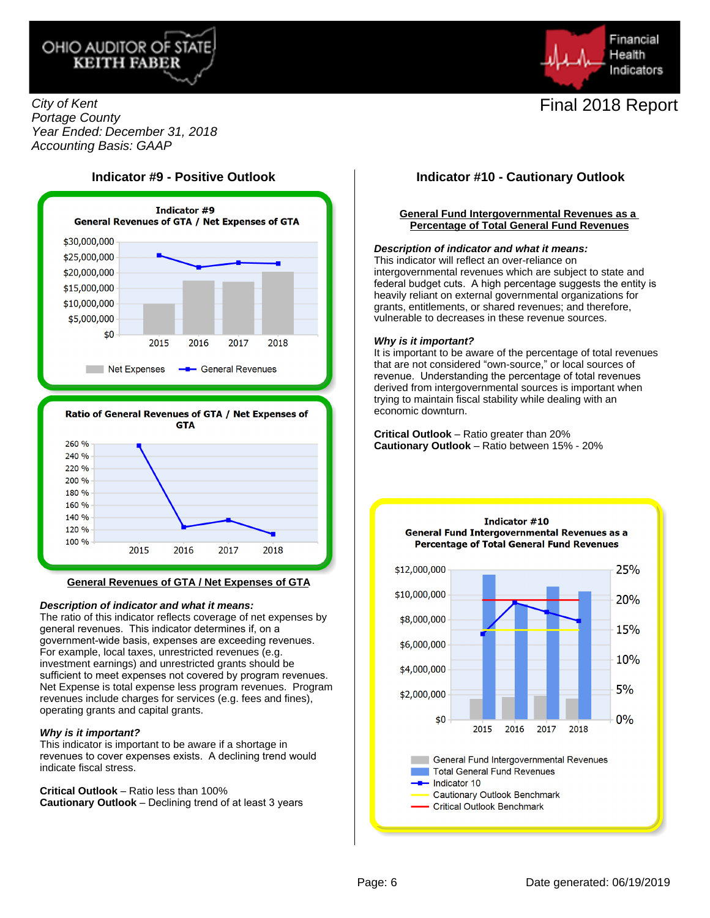City of Kent
Portage County
Year Ended: December 31, 2018
Accounting Basis: GAAP

Final 2018 Report

## Indicator #9 - Positive Outlook

**Indicator #9**
**General Revenues of GTA / Net Expenses of GTA**

**Ratio of General Revenues of GTA / Net Expenses of GTA**

**General Revenues of GTA / Net Expenses of GTA**

***Description of indicator and what it means:***
The ratio of this indicator reflects coverage of net expenses by general revenues. This indicator determines if, on a government-wide basis, expenses are exceeding revenues. For example, local taxes, unrestricted revenues (e.g. investment earnings) and unrestricted grants should be sufficient to meet expenses not covered by program revenues. Net Expense is total expense less program revenues. Program revenues include charges for services (e.g. fees and fines), operating grants and capital grants.

***Why is it important?***
This indicator is important to be aware if a shortage in revenues to cover expenses exists. A declining trend would indicate fiscal stress.

**Critical Outlook** – Ratio less than 100%
**Cautionary Outlook** – Declining trend of at least 3 years

## Indicator #10 - Cautionary Outlook

**General Fund Intergovernmental Revenues as a Percentage of Total General Fund Revenues**

***Description of indicator and what it means:***
This indicator will reflect an over-reliance on intergovernmental revenues which are subject to state and federal budget cuts. A high percentage suggests the entity is heavily reliant on external governmental organizations for grants, entitlements, or shared revenues; and therefore, vulnerable to decreases in these revenue sources.

***Why is it important?***
It is important to be aware of the percentage of total revenues that are not considered "own-source," or local sources of revenue. Understanding the percentage of total revenues derived from intergovernmental sources is important when trying to maintain fiscal stability while dealing with an economic downturn.

**Critical Outlook** – Ratio greater than 20%
**Cautionary Outlook** – Ratio between 15% - 20%

**Indicator #10**
**General Fund Intergovernmental Revenues as a Percentage of Total General Fund Revenues**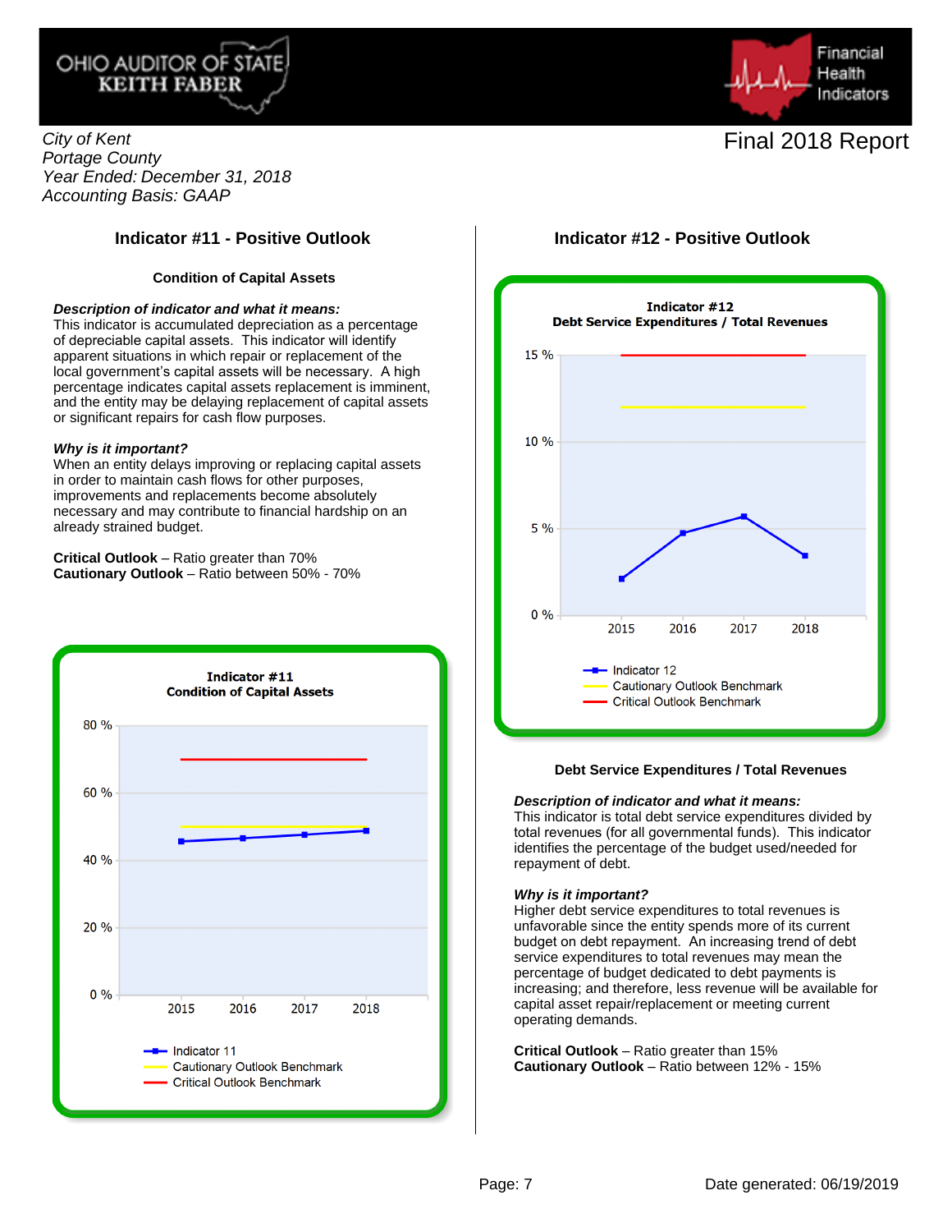OHIO AUDITOR OF STATE
KEITH FABER

Financial Health Indicators

*City of Kent*
*Portage County*
*Year Ended: December 31, 2018*
*Accounting Basis: GAAP*

Final 2018 Report

## Indicator #11 - Positive Outlook

**Condition of Capital Assets**

***Description of indicator and what it means:***
This indicator is accumulated depreciation as a percentage of depreciable capital assets. This indicator will identify apparent situations in which repair or replacement of the local government's capital assets will be necessary. A high percentage indicates capital assets replacement is imminent, and the entity may be delaying replacement of capital assets or significant repairs for cash flow purposes.

***Why is it important?***
When an entity delays improving or replacing capital assets in order to maintain cash flows for other purposes, improvements and replacements become absolutely necessary and may contribute to financial hardship on an already strained budget.

**Critical Outlook** – Ratio greater than 70%
**Cautionary Outlook** – Ratio between 50% - 70%

Indicator #11
Condition of Capital Assets

80 %
60 %
40 %
20 %
0 %
2015 2016 2017 2018

Indicator 11
Cautionary Outlook Benchmark
Critical Outlook Benchmark

## Indicator #12 - Positive Outlook

Indicator #12
Debt Service Expenditures / Total Revenues

15 %
10 %
5 %
0 %
2015 2016 2017 2018

Indicator 12
Cautionary Outlook Benchmark
Critical Outlook Benchmark

**Debt Service Expenditures / Total Revenues**

***Description of indicator and what it means:***
This indicator is total debt service expenditures divided by total revenues (for all governmental funds). This indicator identifies the percentage of the budget used/needed for repayment of debt.

***Why is it important?***
Higher debt service expenditures to total revenues is unfavorable since the entity spends more of its current budget on debt repayment. An increasing trend of debt service expenditures to total revenues may mean the percentage of budget dedicated to debt payments is increasing; and therefore, less revenue will be available for capital asset repair/replacement or meeting current operating demands.

**Critical Outlook** – Ratio greater than 15%
**Cautionary Outlook** – Ratio between 12% - 15%

Date generated: 06/19/2019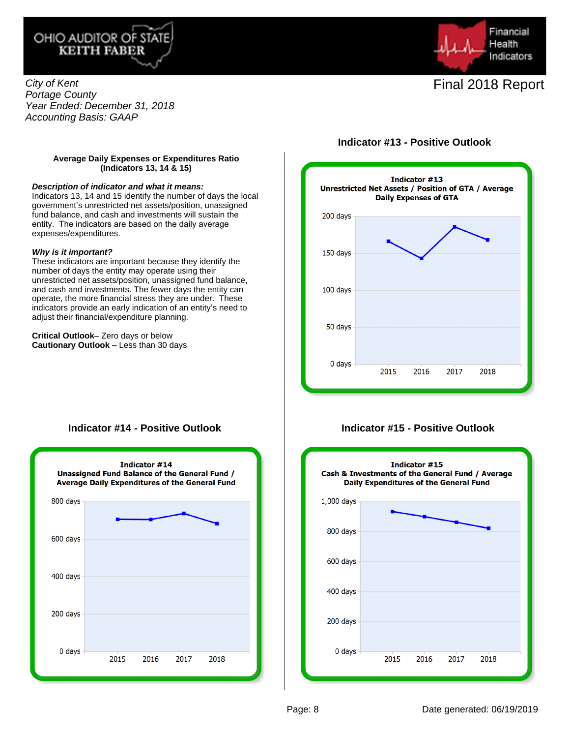City of Kent
Portage County
Year Ended: December 31, 2018
Accounting Basis: GAAP

Final 2018 Report

### Average Daily Expenses or Expenditures Ratio (Indicators 13, 14 & 15)

***Description of indicator and what it means:***
Indicators 13, 14 and 15 identify the number of days the local government's unrestricted net assets/position, unassigned fund balance, and cash and investments will sustain the entity. The indicators are based on the daily average expenses/expenditures.

***Why is it important?***
These indicators are important because they identify the number of days the entity may operate using their unrestricted net assets/position, unassigned fund balance, and cash and investments. The fewer days the entity can operate, the more financial stress they are under. These indicators provide an early indication of an entity's need to adjust their financial/expenditure planning.

**Critical Outlook**– Zero days or below
**Cautionary Outlook** – Less than 30 days

### Indicator #13 - Positive Outlook

Indicator #13
Unrestricted Net Assets / Position of GTA / Average Daily Expenses of GTA

200 days
150 days
100 days
50 days
0 days
2015 2016 2017 2018

### Indicator #14 - Positive Outlook

Indicator #14
Unassigned Fund Balance of the General Fund / Average Daily Expenditures of the General Fund

800 days
600 days
400 days
200 days
0 days
2015 2016 2017 2018

### Indicator #15 - Positive Outlook

Indicator #15
Cash & Investments of the General Fund / Average Daily Expenditures of the General Fund

1,000 days
800 days
600 days
400 days
200 days
0 days
2015 2016 2017 2018

Date generated: 06/19/2019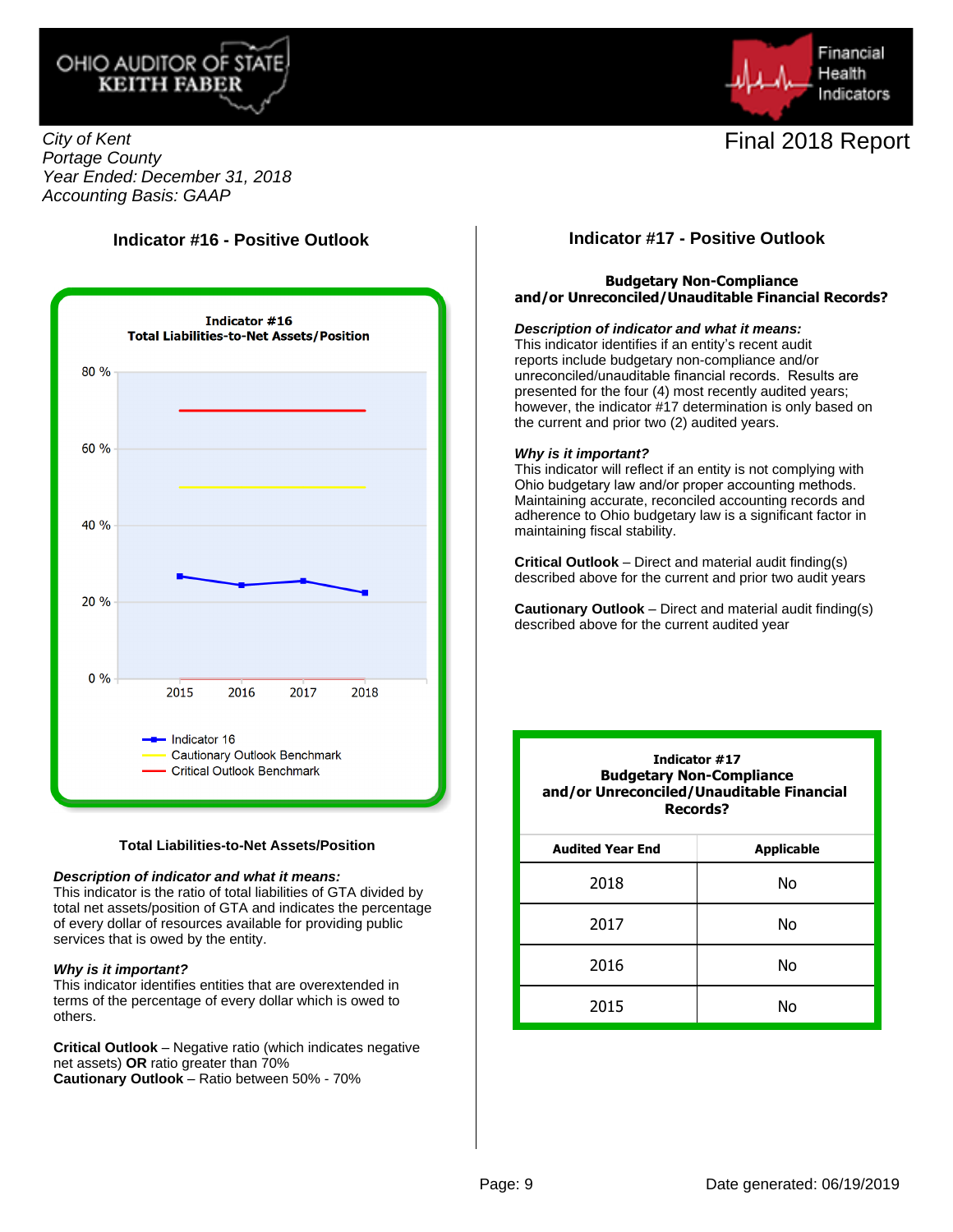City of Kent
Portage County
Year Ended: December 31, 2018
Accounting Basis: GAAP

Final 2018 Report

## Indicator #16 - Positive Outlook

**Indicator #16**
**Total Liabilities-to-Net Assets/Position**

| Year | Indicator 16 | Cautionary Outlook Benchmark | Critical Outlook Benchmark |
|---|---|---|---|
| 2015 | ~27% | 50% | 70% |
| 2016 | ~24% | 50% | 70% |
| 2017 | ~25% | 50% | 70% |
| 2018 | ~22% | 50% | 70% |

### Total Liabilities-to-Net Assets/Position

***Description of indicator and what it means:***
This indicator is the ratio of total liabilities of GTA divided by total net assets/position of GTA and indicates the percentage of every dollar of resources available for providing public services that is owed by the entity.

***Why is it important?***
This indicator identifies entities that are overextended in terms of the percentage of every dollar which is owed to others.

**Critical Outlook** – Negative ratio (which indicates negative net assets) **OR** ratio greater than 70%
**Cautionary Outlook** – Ratio between 50% - 70%

## Indicator #17 - Positive Outlook

### Budgetary Non-Compliance and/or Unreconciled/Unauditable Financial Records?

***Description of indicator and what it means:***
This indicator identifies if an entity's recent audit reports include budgetary non-compliance and/or unreconciled/unauditable financial records. Results are presented for the four (4) most recently audited years; however, the indicator #17 determination is only based on the current and prior two (2) audited years.

***Why is it important?***
This indicator will reflect if an entity is not complying with Ohio budgetary law and/or proper accounting methods. Maintaining accurate, reconciled accounting records and adherence to Ohio budgetary law is a significant factor in maintaining fiscal stability.

**Critical Outlook** – Direct and material audit finding(s) described above for the current and prior two audit years

**Cautionary Outlook** – Direct and material audit finding(s) described above for the current audited year

**Indicator #17**
**Budgetary Non-Compliance and/or Unreconciled/Unauditable Financial Records?**

| Audited Year End | Applicable |
|---|---|
| 2018 | No |
| 2017 | No |
| 2016 | No |
| 2015 | No |

Date generated: 06/19/2019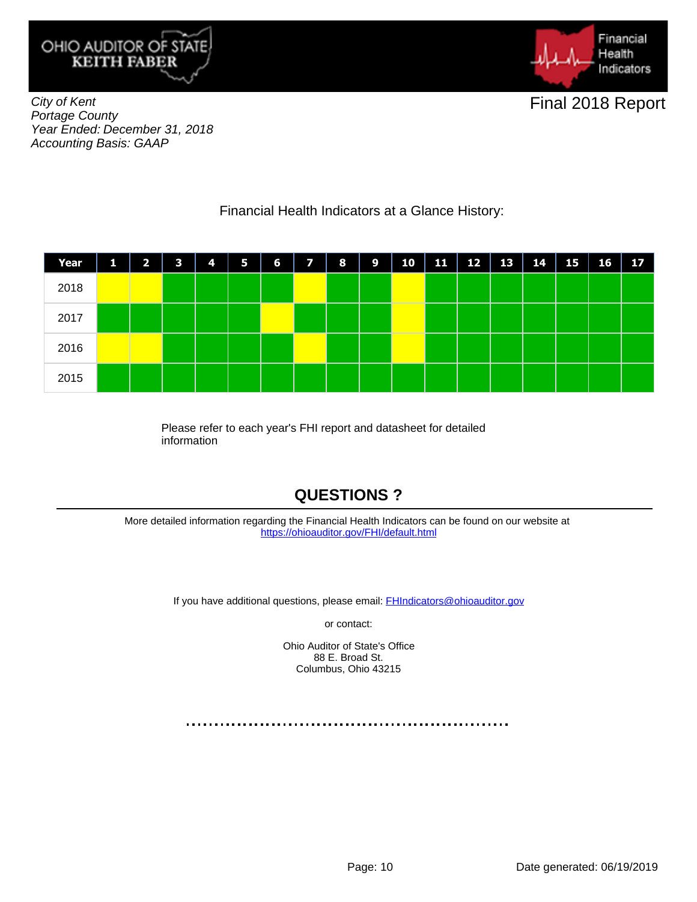OHIO AUDITOR OF STATE
KEITH FABER

Financial Health Indicators

*City of Kent*
*Portage County*
*Year Ended: December 31, 2018*
*Accounting Basis: GAAP*

Final 2018 Report

Financial Health Indicators at a Glance History:

| Year | 1 | 2 | 3 | 4 | 5 | 6 | 7 | 8 | 9 | 10 | 11 | 12 | 13 | 14 | 15 | 16 | 17 |
|---|---|---|---|---|---|---|---|---|---|---|---|---|---|---|---|---|---|
| 2018 | Yellow | Yellow | Green | Green | Green | Green | Yellow | Green | Green | Yellow | Green | Green | Green | Green | Green | Green | Green |
| 2017 | Green | Green | Green | Green | Green | Yellow | Green | Green | Green | Yellow | Green | Green | Green | Green | Green | Green | Green |
| 2016 | Yellow | Yellow | Green | Green | Green | Green | Yellow | Green | Green | Yellow | Green | Green | Green | Green | Green | Green | Green |
| 2015 | Green | Green | Green | Green | Green | Green | Green | Green | Green | Green | Green | Green | Green | Green | Green | Green | Green |

Please refer to each year's FHI report and datasheet for detailed information

## QUESTIONS ?

More detailed information regarding the Financial Health Indicators can be found on our website at https://ohioauditor.gov/FHI/default.html

If you have additional questions, please email: FHIndicators@ohioauditor.gov

or contact:

Ohio Auditor of State's Office
88 E. Broad St.
Columbus, Ohio 43215